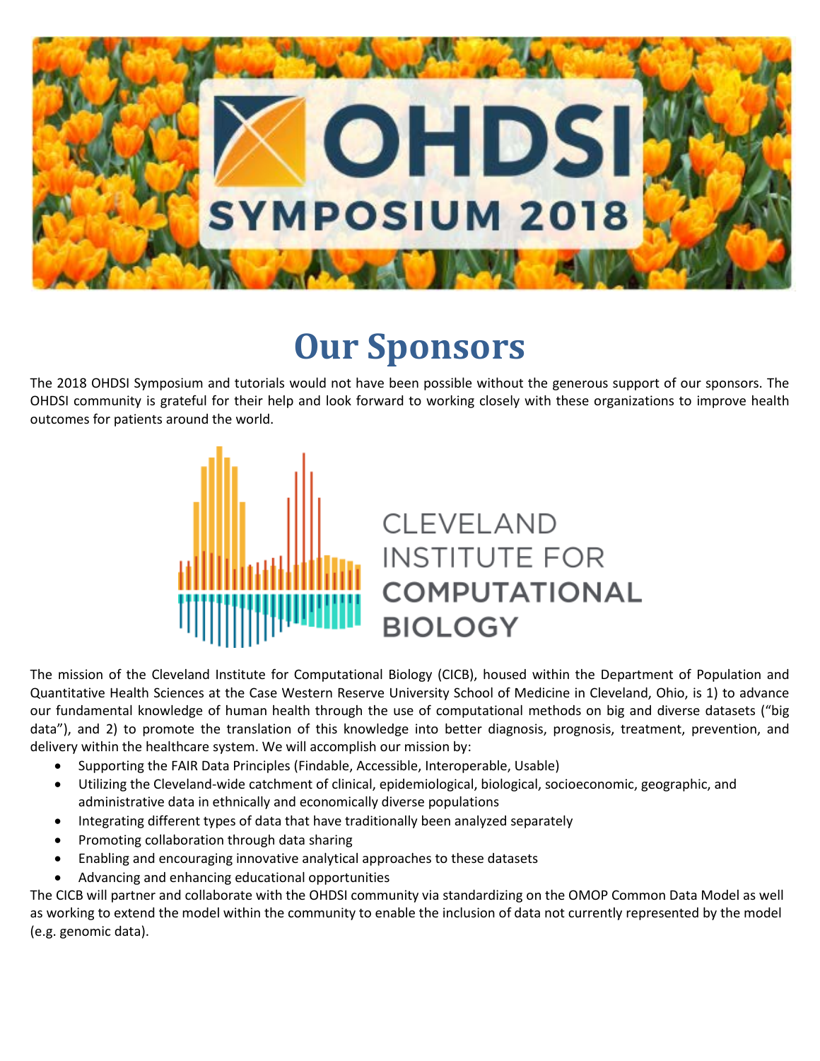# OHDSI SYMPOSIUM 2018

# Our Sponsors

The 2018 OHDSI Symposium and tutorials would not have been possible without the generous support of our sponsors. The OHDSI community is grateful for their help and look forward to working closely with these organizations to improve health outcomes for patients around the world.

CLEVELAND INSTITUTE FOR **COMPUTATIONAL BIOLOGY**

The mission of the Cleveland Institute for Computational Biology (CICB), housed within the Department of Population and Quantitative Health Sciences at the Case Western Reserve University School of Medicine in Cleveland, Ohio, is 1) to advance our fundamental knowledge of human health through the use of computational methods on big and diverse datasets ("big data"), and 2) to promote the translation of this knowledge into better diagnosis, prognosis, treatment, prevention, and delivery within the healthcare system. We will accomplish our mission by:

- Supporting the FAIR Data Principles (Findable, Accessible, Interoperable, Usable)
- Utilizing the Cleveland-wide catchment of clinical, epidemiological, biological, socioeconomic, geographic, and administrative data in ethnically and economically diverse populations
- Integrating different types of data that have traditionally been analyzed separately
- Promoting collaboration through data sharing
- Enabling and encouraging innovative analytical approaches to these datasets
- Advancing and enhancing educational opportunities

The CICB will partner and collaborate with the OHDSI community via standardizing on the OMOP Common Data Model as well as working to extend the model within the community to enable the inclusion of data not currently represented by the model (e.g. genomic data).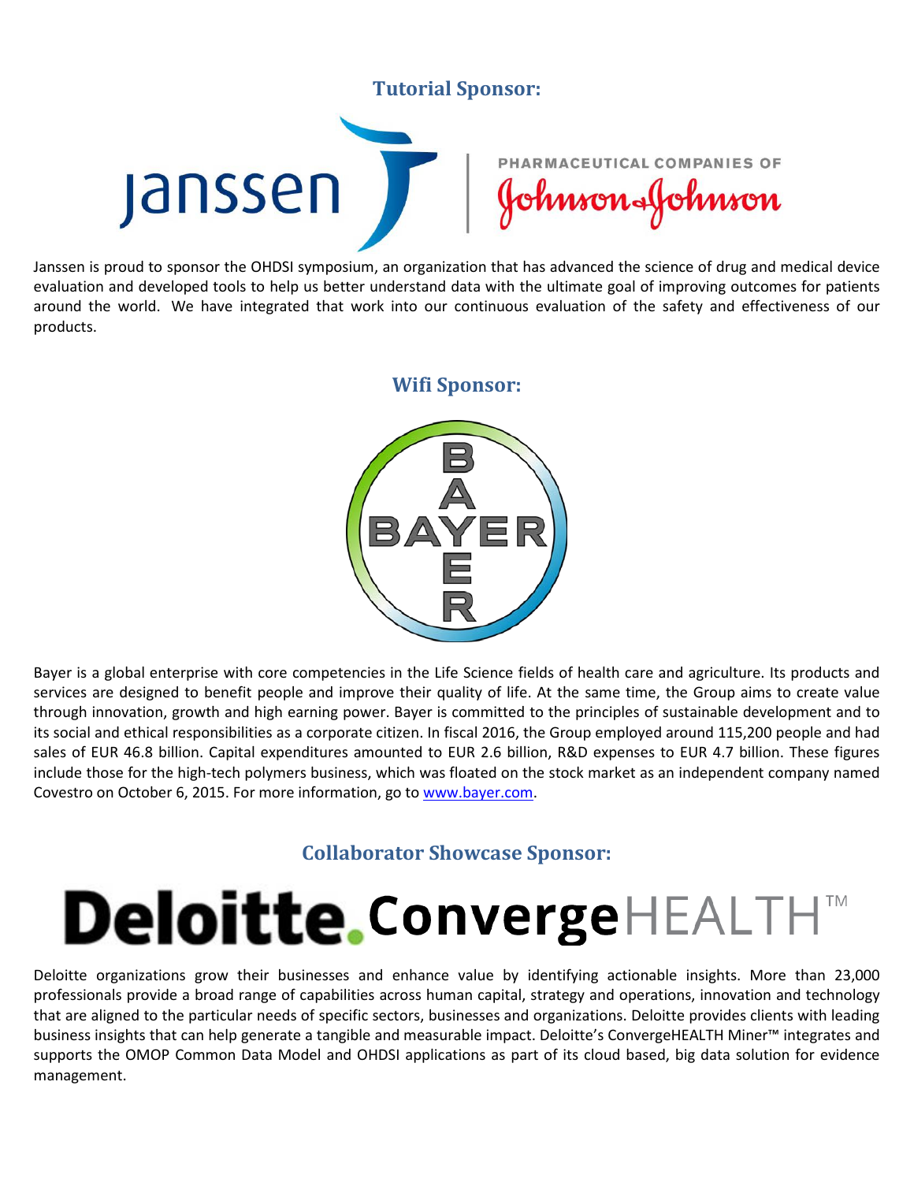## Tutorial Sponsor:

Janssen is proud to sponsor the OHDSI symposium, an organization that has advanced the science of drug and medical device evaluation and developed tools to help us better understand data with the ultimate goal of improving outcomes for patients around the world. We have integrated that work into our continuous evaluation of the safety and effectiveness of our products.

## Wifi Sponsor:

Bayer is a global enterprise with core competencies in the Life Science fields of health care and agriculture. Its products and services are designed to benefit people and improve their quality of life. At the same time, the Group aims to create value through innovation, growth and high earning power. Bayer is committed to the principles of sustainable development and to its social and ethical responsibilities as a corporate citizen. In fiscal 2016, the Group employed around 115,200 people and had sales of EUR 46.8 billion. Capital expenditures amounted to EUR 2.6 billion, R&D expenses to EUR 4.7 billion. These figures include those for the high-tech polymers business, which was floated on the stock market as an independent company named Covestro on October 6, 2015. For more information, go to www.bayer.com.

## Collaborator Showcase Sponsor:

Deloitte organizations grow their businesses and enhance value by identifying actionable insights. More than 23,000 professionals provide a broad range of capabilities across human capital, strategy and operations, innovation and technology that are aligned to the particular needs of specific sectors, businesses and organizations. Deloitte provides clients with leading business insights that can help generate a tangible and measurable impact. Deloitte's ConvergeHEALTH Miner™ integrates and supports the OMOP Common Data Model and OHDSI applications as part of its cloud based, big data solution for evidence management.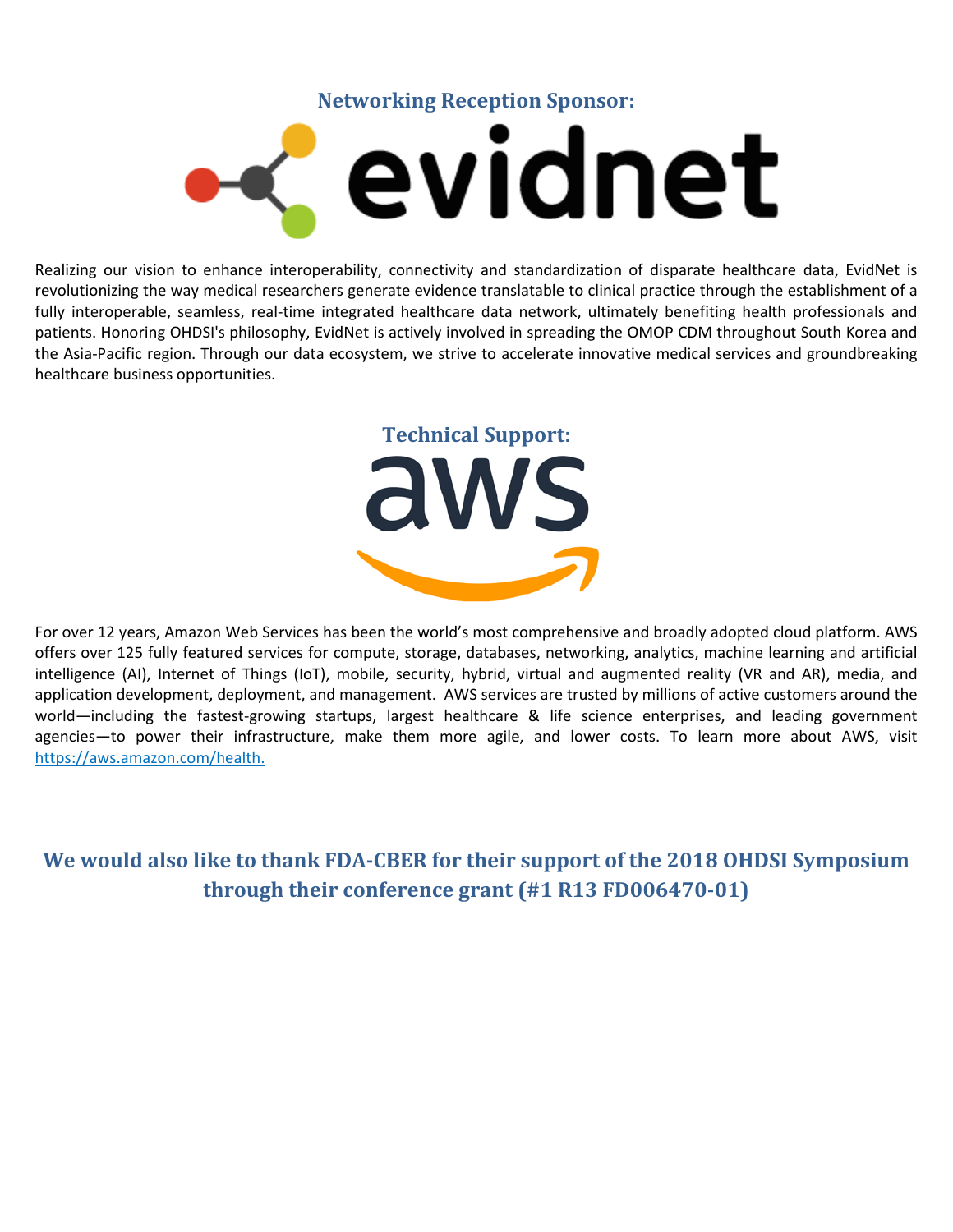## Networking Reception Sponsor:

evidnet

Realizing our vision to enhance interoperability, connectivity and standardization of disparate healthcare data, EvidNet is revolutionizing the way medical researchers generate evidence translatable to clinical practice through the establishment of a fully interoperable, seamless, real-time integrated healthcare data network, ultimately benefiting health professionals and patients. Honoring OHDSI's philosophy, EvidNet is actively involved in spreading the OMOP CDM throughout South Korea and the Asia-Pacific region. Through our data ecosystem, we strive to accelerate innovative medical services and groundbreaking healthcare business opportunities.

## Technical Support:

aws

For over 12 years, Amazon Web Services has been the world's most comprehensive and broadly adopted cloud platform. AWS offers over 125 fully featured services for compute, storage, databases, networking, analytics, machine learning and artificial intelligence (AI), Internet of Things (IoT), mobile, security, hybrid, virtual and augmented reality (VR and AR), media, and application development, deployment, and management. AWS services are trusted by millions of active customers around the world—including the fastest-growing startups, largest healthcare & life science enterprises, and leading government agencies—to power their infrastructure, make them more agile, and lower costs. To learn more about AWS, visit [https://aws.amazon.com/health.](https://aws.amazon.com/health)

## We would also like to thank FDA-CBER for their support of the 2018 OHDSI Symposium through their conference grant (#1 R13 FD006470-01)